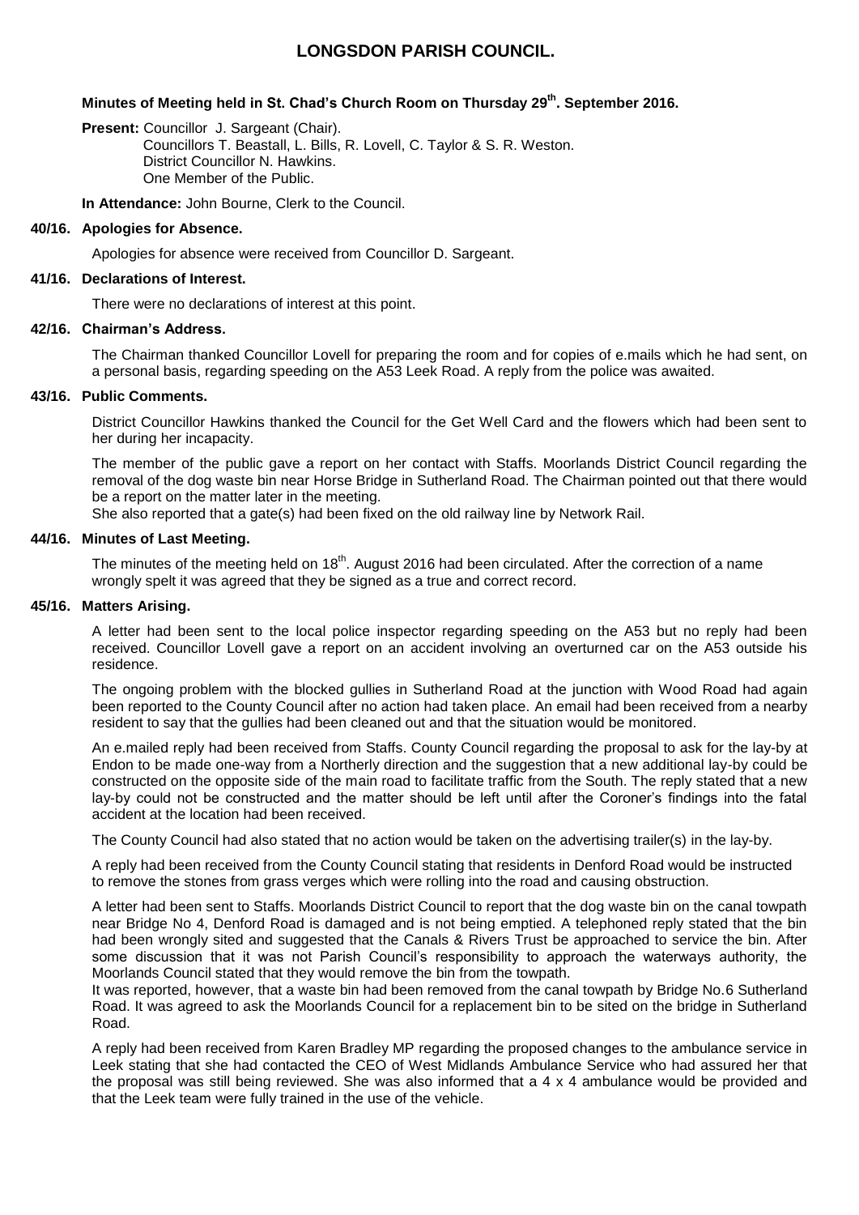# LONGSDON PARISH COUNCIL.

**Minutes of Meeting held in St. Chad's Church Room on Thursday 29th. September 2016.**

**Present:** Councillor J. Sargeant (Chair).
Councillors T. Beastall, L. Bills, R. Lovell, C. Taylor & S. R. Weston.
District Councillor N. Hawkins.
One Member of the Public.

**In Attendance:** John Bourne, Clerk to the Council.

**40/16. Apologies for Absence.**

Apologies for absence were received from Councillor D. Sargeant.

**41/16. Declarations of Interest.**

There were no declarations of interest at this point.

**42/16. Chairman's Address.**

The Chairman thanked Councillor Lovell for preparing the room and for copies of e.mails which he had sent, on a personal basis, regarding speeding on the A53 Leek Road. A reply from the police was awaited.

**43/16. Public Comments.**

District Councillor Hawkins thanked the Council for the Get Well Card and the flowers which had been sent to her during her incapacity.

The member of the public gave a report on her contact with Staffs. Moorlands District Council regarding the removal of the dog waste bin near Horse Bridge in Sutherland Road. The Chairman pointed out that there would be a report on the matter later in the meeting.
She also reported that a gate(s) had been fixed on the old railway line by Network Rail.

**44/16. Minutes of Last Meeting.**

The minutes of the meeting held on 18th. August 2016 had been circulated. After the correction of a name wrongly spelt it was agreed that they be signed as a true and correct record.

**45/16. Matters Arising.**

A letter had been sent to the local police inspector regarding speeding on the A53 but no reply had been received. Councillor Lovell gave a report on an accident involving an overturned car on the A53 outside his residence.

The ongoing problem with the blocked gullies in Sutherland Road at the junction with Wood Road had again been reported to the County Council after no action had taken place. An email had been received from a nearby resident to say that the gullies had been cleaned out and that the situation would be monitored.

An e.mailed reply had been received from Staffs. County Council regarding the proposal to ask for the lay-by at Endon to be made one-way from a Northerly direction and the suggestion that a new additional lay-by could be constructed on the opposite side of the main road to facilitate traffic from the South. The reply stated that a new lay-by could not be constructed and the matter should be left until after the Coroner's findings into the fatal accident at the location had been received.

The County Council had also stated that no action would be taken on the advertising trailer(s) in the lay-by.

A reply had been received from the County Council stating that residents in Denford Road would be instructed to remove the stones from grass verges which were rolling into the road and causing obstruction.

A letter had been sent to Staffs. Moorlands District Council to report that the dog waste bin on the canal towpath near Bridge No 4, Denford Road is damaged and is not being emptied. A telephoned reply stated that the bin had been wrongly sited and suggested that the Canals & Rivers Trust be approached to service the bin. After some discussion that it was not Parish Council's responsibility to approach the waterways authority, the Moorlands Council stated that they would remove the bin from the towpath.
It was reported, however, that a waste bin had been removed from the canal towpath by Bridge No.6 Sutherland Road. It was agreed to ask the Moorlands Council for a replacement bin to be sited on the bridge in Sutherland Road.

A reply had been received from Karen Bradley MP regarding the proposed changes to the ambulance service in Leek stating that she had contacted the CEO of West Midlands Ambulance Service who had assured her that the proposal was still being reviewed. She was also informed that a 4 x 4 ambulance would be provided and that the Leek team were fully trained in the use of the vehicle.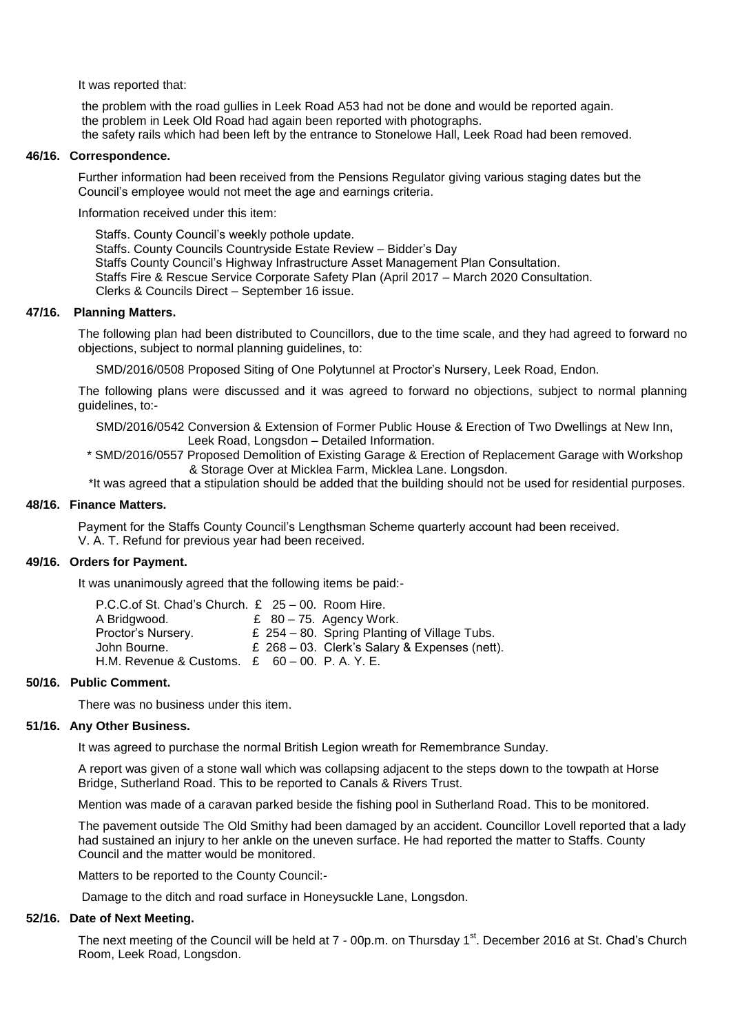It was reported that:

the problem with the road gullies in Leek Road A53 had not be done and would be reported again.
the problem in Leek Old Road had again been reported with photographs.
the safety rails which had been left by the entrance to Stonelowe Hall, Leek Road had been removed.

**46/16. Correspondence.**

Further information had been received from the Pensions Regulator giving various staging dates but the Council's employee would not meet the age and earnings criteria.

Information received under this item:

Staffs. County Council's weekly pothole update.
Staffs. County Councils Countryside Estate Review – Bidder's Day
Staffs County Council's Highway Infrastructure Asset Management Plan Consultation.
Staffs Fire & Rescue Service Corporate Safety Plan (April 2017 – March 2020 Consultation.
Clerks & Councils Direct – September 16 issue.

**47/16. Planning Matters.**

The following plan had been distributed to Councillors, due to the time scale, and they had agreed to forward no objections, subject to normal planning guidelines, to:

SMD/2016/0508 Proposed Siting of One Polytunnel at Proctor's Nursery, Leek Road, Endon.

The following plans were discussed and it was agreed to forward no objections, subject to normal planning guidelines, to:-

SMD/2016/0542 Conversion & Extension of Former Public House & Erection of Two Dwellings at New Inn, Leek Road, Longsdon – Detailed Information.
* SMD/2016/0557 Proposed Demolition of Existing Garage & Erection of Replacement Garage with Workshop & Storage Over at Micklea Farm, Micklea Lane. Longsdon.
*It was agreed that a stipulation should be added that the building should not be used for residential purposes.

**48/16. Finance Matters.**

Payment for the Staffs County Council's Lengthsman Scheme quarterly account had been received.
V. A. T. Refund for previous year had been received.

**49/16. Orders for Payment.**

It was unanimously agreed that the following items be paid:-

| | | |
|---|---|---|
| P.C.C.of St. Chad's Church. | £ 25 – 00. | Room Hire. |
| A Bridgwood. | £ 80 – 75. | Agency Work. |
| Proctor's Nursery. | £ 254 – 80. | Spring Planting of Village Tubs. |
| John Bourne. | £ 268 – 03. | Clerk's Salary & Expenses (nett). |
| H.M. Revenue & Customs. | £ 60 – 00. | P. A. Y. E. |

**50/16. Public Comment.**

There was no business under this item.

**51/16. Any Other Business.**

It was agreed to purchase the normal British Legion wreath for Remembrance Sunday.

A report was given of a stone wall which was collapsing adjacent to the steps down to the towpath at Horse Bridge, Sutherland Road. This to be reported to Canals & Rivers Trust.

Mention was made of a caravan parked beside the fishing pool in Sutherland Road. This to be monitored.

The pavement outside The Old Smithy had been damaged by an accident. Councillor Lovell reported that a lady had sustained an injury to her ankle on the uneven surface. He had reported the matter to Staffs. County Council and the matter would be monitored.

Matters to be reported to the County Council:-

Damage to the ditch and road surface in Honeysuckle Lane, Longsdon.

**52/16. Date of Next Meeting.**

The next meeting of the Council will be held at 7 - 00p.m. on Thursday 1st. December 2016 at St. Chad's Church Room, Leek Road, Longsdon.